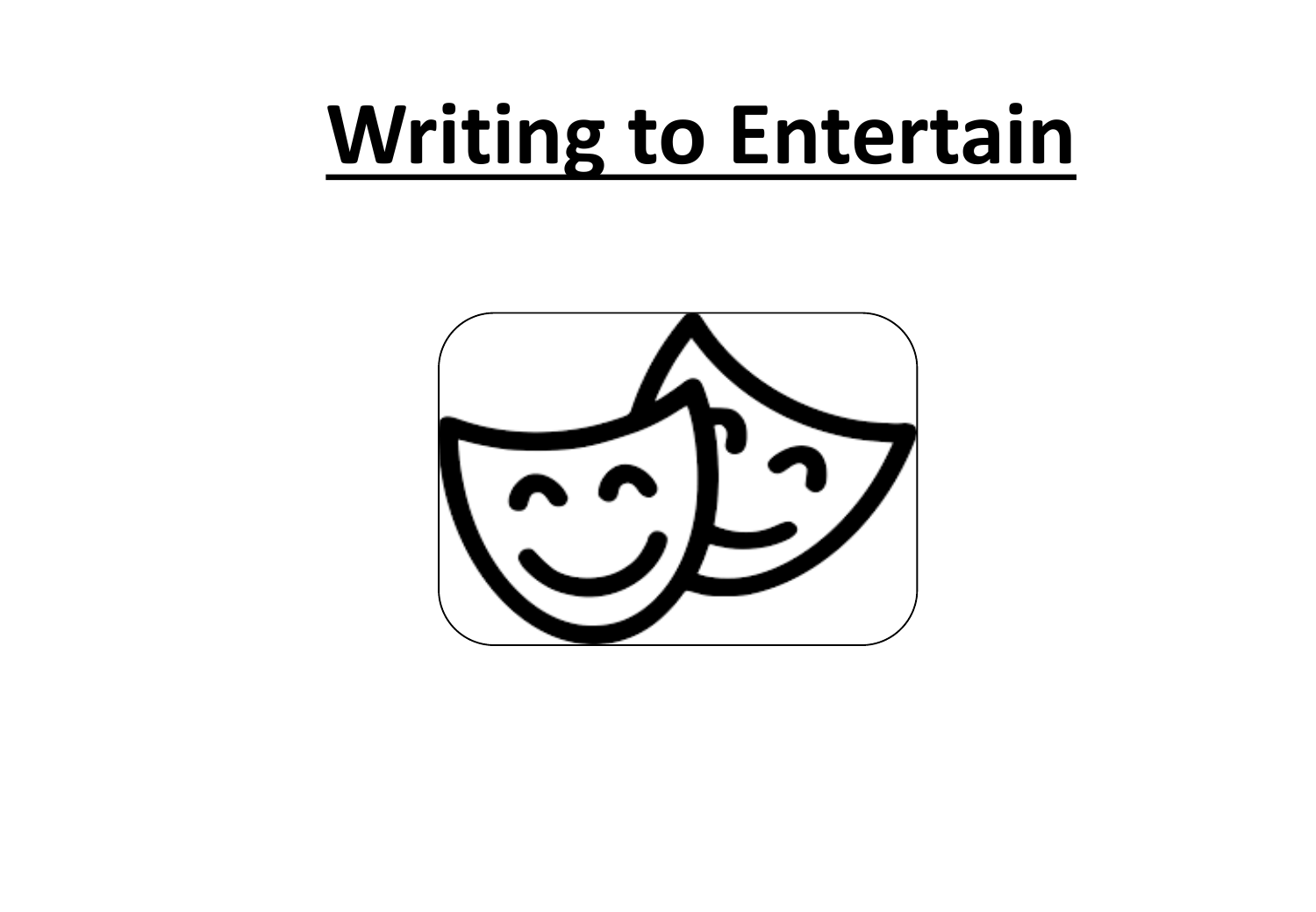# Writing to Entertain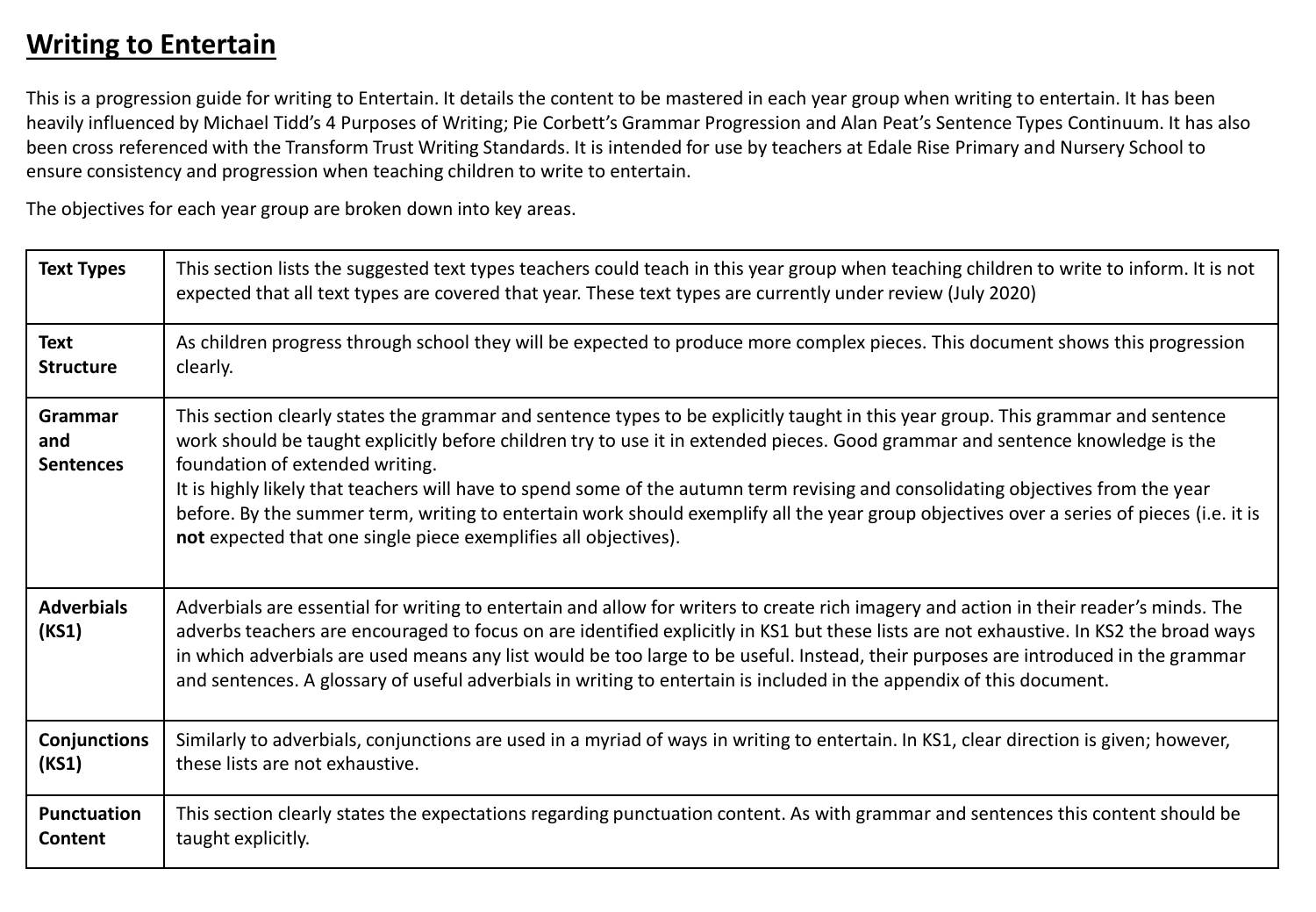## Writing to Entertain

This is a progression guide for writing to Entertain. It details the content to be mastered in each year group when writing to entertain. It has been heavily influenced by Michael Tidd's 4 Purposes of Writing; Pie Corbett's Grammar Progression and Alan Peat's Sentence Types Continuum. It has also been cross referenced with the Transform Trust Writing Standards. It is intended for use by teachers at Edale Rise Primary and Nursery School to ensure consistency and progression when teaching children to write to entertain.

The objectives for each year group are broken down into key areas.

| | |
|---|---|
| **Text Types** | This section lists the suggested text types teachers could teach in this year group when teaching children to write to inform. It is not expected that all text types are covered that year. These text types are currently under review (July 2020) |
| **Text Structure** | As children progress through school they will be expected to produce more complex pieces. This document shows this progression clearly. |
| **Grammar and Sentences** | This section clearly states the grammar and sentence types to be explicitly taught in this year group. This grammar and sentence work should be taught explicitly before children try to use it in extended pieces. Good grammar and sentence knowledge is the foundation of extended writing.<br>It is highly likely that teachers will have to spend some of the autumn term revising and consolidating objectives from the year before. By the summer term, writing to entertain work should exemplify all the year group objectives over a series of pieces (i.e. it is **not** expected that one single piece exemplifies all objectives). |
| **Adverbials (KS1)** | Adverbials are essential for writing to entertain and allow for writers to create rich imagery and action in their reader's minds. The adverbs teachers are encouraged to focus on are identified explicitly in KS1 but these lists are not exhaustive. In KS2 the broad ways in which adverbials are used means any list would be too large to be useful. Instead, their purposes are introduced in the grammar and sentences. A glossary of useful adverbials in writing to entertain is included in the appendix of this document. |
| **Conjunctions (KS1)** | Similarly to adverbials, conjunctions are used in a myriad of ways in writing to entertain. In KS1, clear direction is given; however, these lists are not exhaustive. |
| **Punctuation Content** | This section clearly states the expectations regarding punctuation content. As with grammar and sentences this content should be taught explicitly. |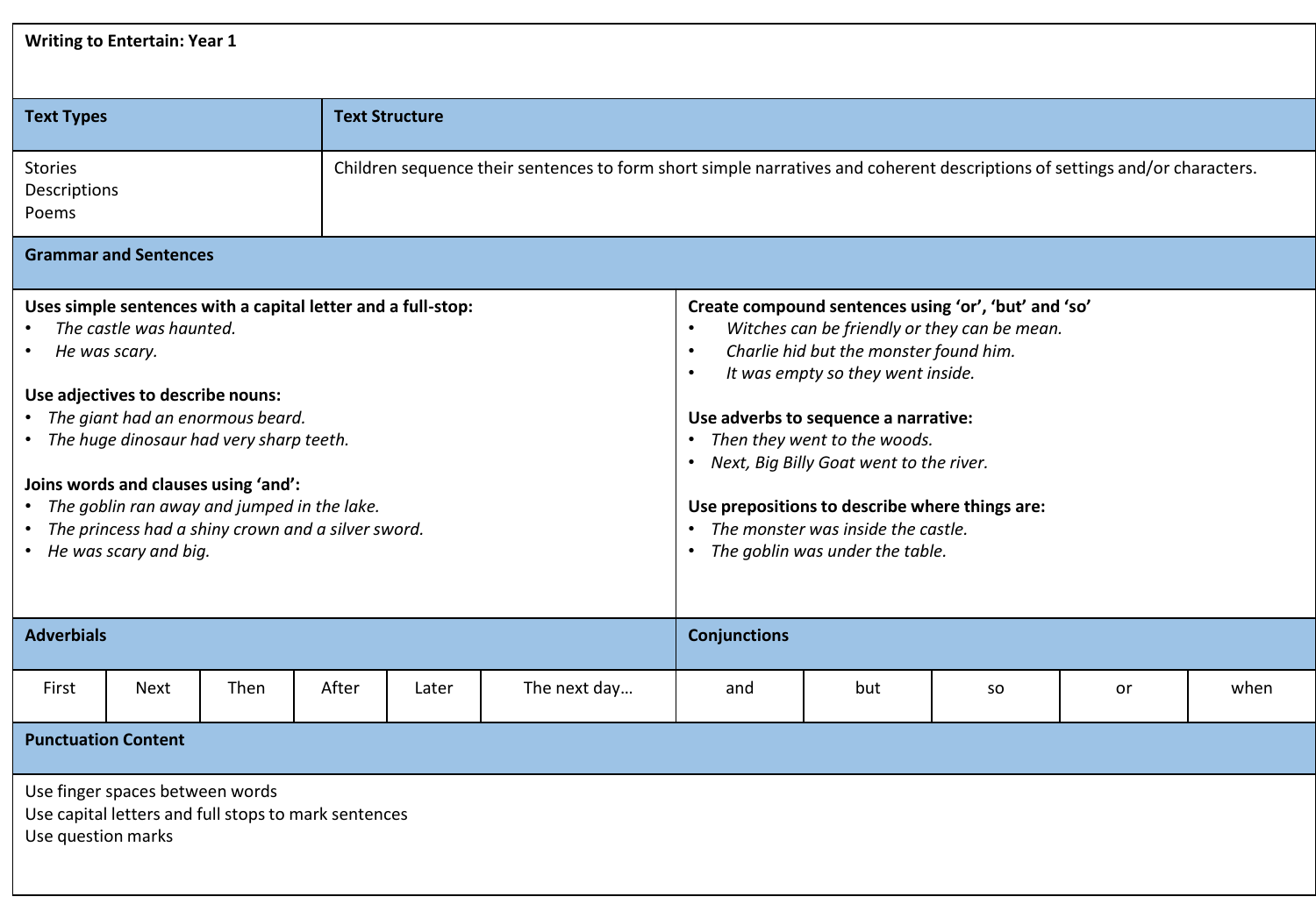**Writing to Entertain: Year 1**

| Text Types | Text Structure |
| --- | --- |
| Stories<br>Descriptions<br>Poems | Children sequence their sentences to form short simple narratives and coherent descriptions of settings and/or characters. |

**Grammar and Sentences**

**Uses simple sentences with a capital letter and a full-stop:**
- *The castle was haunted.*
- *He was scary.*

**Use adjectives to describe nouns:**
- *The giant had an enormous beard.*
- *The huge dinosaur had very sharp teeth.*

**Joins words and clauses using 'and':**
- *The goblin ran away and jumped in the lake.*
- *The princess had a shiny crown and a silver sword.*
- *He was scary and big.*

**Create compound sentences using 'or', 'but' and 'so'**
- *Witches can be friendly or they can be mean.*
- *Charlie hid but the monster found him.*
- *It was empty so they went inside.*

**Use adverbs to sequence a narrative:**
- *Then they went to the woods.*
- *Next, Big Billy Goat went to the river.*

**Use prepositions to describe where things are:**
- *The monster was inside the castle.*
- *The goblin was under the table.*

**Adverbials**

| First | Next | Then | After | Later | The next day… |
| --- | --- | --- | --- | --- | --- |

**Conjunctions**

| and | but | so | or | when |
| --- | --- | --- | --- | --- |

**Punctuation Content**

Use finger spaces between words
Use capital letters and full stops to mark sentences
Use question marks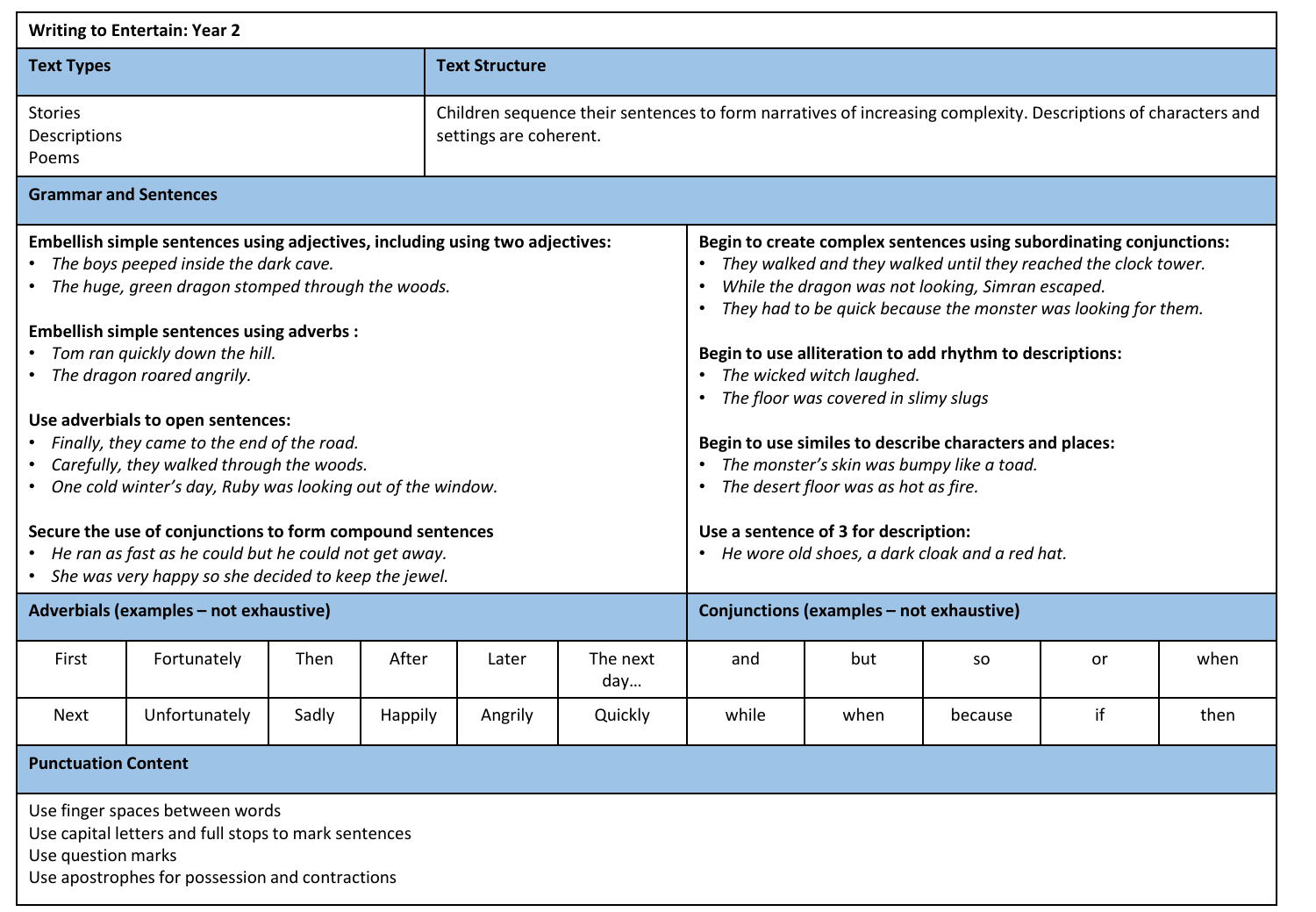# Writing to Entertain: Year 2

| Text Types | Text Structure |
| --- | --- |
| Stories<br>Descriptions<br>Poems | Children sequence their sentences to form narratives of increasing complexity. Descriptions of characters and settings are coherent. |

## Grammar and Sentences

**Embellish simple sentences using adjectives, including using two adjectives:**
- *The boys peeped inside the dark cave.*
- *The huge, green dragon stomped through the woods.*

**Embellish simple sentences using adverbs :**
- *Tom ran quickly down the hill.*
- *The dragon roared angrily.*

**Use adverbials to open sentences:**
- *Finally, they came to the end of the road.*
- *Carefully, they walked through the woods.*
- *One cold winter's day, Ruby was looking out of the window.*

**Secure the use of conjunctions to form compound sentences**
- *He ran as fast as he could but he could not get away.*
- *She was very happy so she decided to keep the jewel.*

**Begin to create complex sentences using subordinating conjunctions:**
- *They walked and they walked until they reached the clock tower.*
- *While the dragon was not looking, Simran escaped.*
- *They had to be quick because the monster was looking for them.*

**Begin to use alliteration to add rhythm to descriptions:**
- *The wicked witch laughed.*
- *The floor was covered in slimy slugs*

**Begin to use similes to describe characters and places:**
- *The monster's skin was bumpy like a toad.*
- *The desert floor was as hot as fire.*

**Use a sentence of 3 for description:**
- *He wore old shoes, a dark cloak and a red hat.*

| Adverbials (examples – not exhaustive) | | | | | |
| --- | --- | --- | --- | --- | --- |
| First | Fortunately | Then | After | Later | The next day… |
| Next | Unfortunately | Sadly | Happily | Angrily | Quickly |

| Conjunctions (examples – not exhaustive) | | | | |
| --- | --- | --- | --- | --- |
| and | but | so | or | when |
| while | when | because | if | then |

## Punctuation Content

Use finger spaces between words
Use capital letters and full stops to mark sentences
Use question marks
Use apostrophes for possession and contractions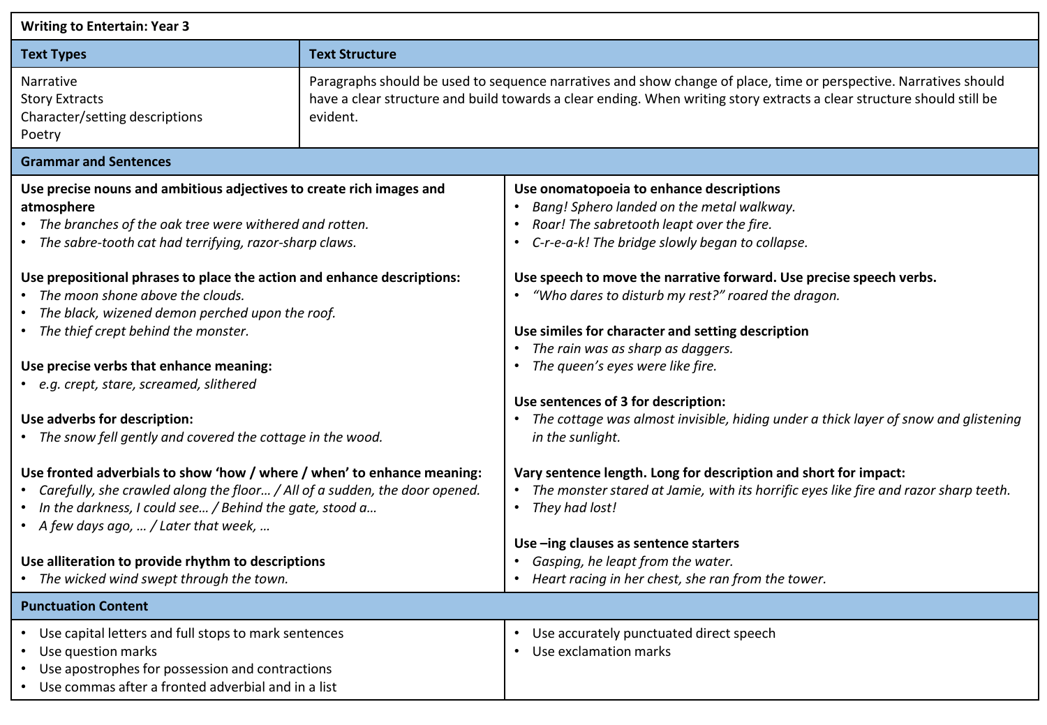## Writing to Entertain: Year 3

| Text Types | Text Structure |
|---|---|
| Narrative<br>Story Extracts<br>Character/setting descriptions<br>Poetry | Paragraphs should be used to sequence narratives and show change of place, time or perspective. Narratives should have a clear structure and build towards a clear ending. When writing story extracts a clear structure should still be evident. |

### Grammar and Sentences

**Use precise nouns and ambitious adjectives to create rich images and atmosphere**
- *The branches of the oak tree were withered and rotten.*
- *The sabre-tooth cat had terrifying, razor-sharp claws.*

**Use prepositional phrases to place the action and enhance descriptions:**
- *The moon shone above the clouds.*
- *The black, wizened demon perched upon the roof.*
- *The thief crept behind the monster.*

**Use precise verbs that enhance meaning:**
- *e.g. crept, stare, screamed, slithered*

**Use adverbs for description:**
- *The snow fell gently and covered the cottage in the wood.*

**Use fronted adverbials to show 'how / where / when' to enhance meaning:**
- *Carefully, she crawled along the floor… / All of a sudden, the door opened.*
- *In the darkness, I could see… / Behind the gate, stood a…*
- *A few days ago, … / Later that week, …*

**Use alliteration to provide rhythm to descriptions**
- *The wicked wind swept through the town.*

**Use onomatopoeia to enhance descriptions**
- *Bang! Sphero landed on the metal walkway.*
- *Roar! The sabretooth leapt over the fire.*
- *C-r-e-a-k! The bridge slowly began to collapse.*

**Use speech to move the narrative forward. Use precise speech verbs.**
- *"Who dares to disturb my rest?" roared the dragon.*

**Use similes for character and setting description**
- *The rain was as sharp as daggers.*
- *The queen's eyes were like fire.*

**Use sentences of 3 for description:**
- *The cottage was almost invisible, hiding under a thick layer of snow and glistening in the sunlight.*

**Vary sentence length. Long for description and short for impact:**
- *The monster stared at Jamie, with its horrific eyes like fire and razor sharp teeth.*
- *They had lost!*

**Use –ing clauses as sentence starters**
- *Gasping, he leapt from the water.*
- *Heart racing in her chest, she ran from the tower.*

### Punctuation Content

- Use capital letters and full stops to mark sentences
- Use question marks
- Use apostrophes for possession and contractions
- Use commas after a fronted adverbial and in a list
- Use accurately punctuated direct speech
- Use exclamation marks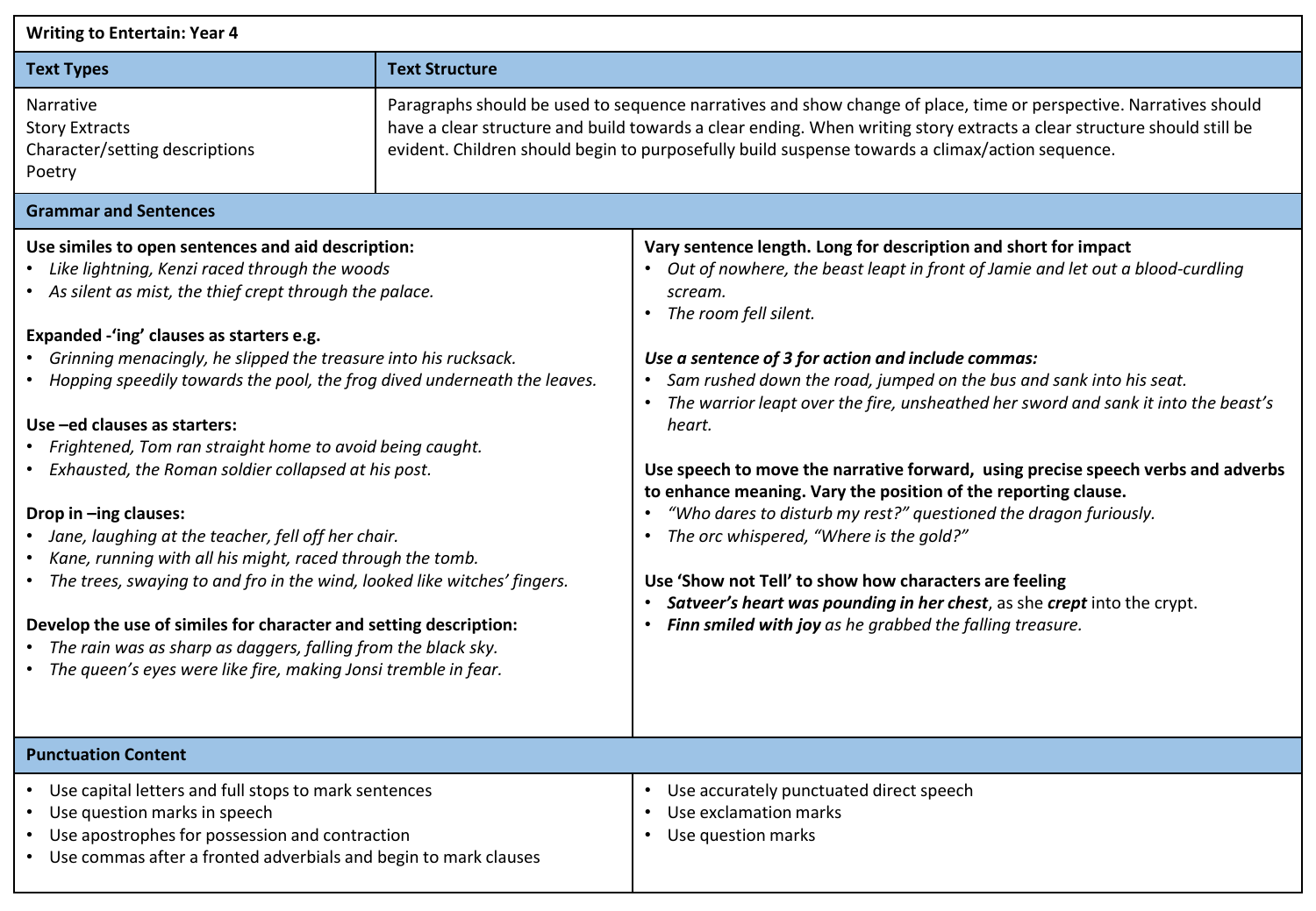## Writing to Entertain: Year 4

| Text Types | Text Structure |
|---|---|
| Narrative<br>Story Extracts<br>Character/setting descriptions<br>Poetry | Paragraphs should be used to sequence narratives and show change of place, time or perspective. Narratives should have a clear structure and build towards a clear ending. When writing story extracts a clear structure should still be evident. Children should begin to purposefully build suspense towards a climax/action sequence. |

### Grammar and Sentences

**Use similes to open sentences and aid description:**
- *Like lightning, Kenzi raced through the woods*
- *As silent as mist, the thief crept through the palace.*

**Expanded -'ing' clauses as starters e.g.**
- *Grinning menacingly, he slipped the treasure into his rucksack.*
- *Hopping speedily towards the pool, the frog dived underneath the leaves.*

**Use –ed clauses as starters:**
- *Frightened, Tom ran straight home to avoid being caught.*
- *Exhausted, the Roman soldier collapsed at his post.*

**Drop in –ing clauses:**
- *Jane, laughing at the teacher, fell off her chair.*
- *Kane, running with all his might, raced through the tomb.*
- *The trees, swaying to and fro in the wind, looked like witches' fingers.*

**Develop the use of similes for character and setting description:**
- *The rain was as sharp as daggers, falling from the black sky.*
- *The queen's eyes were like fire, making Jonsi tremble in fear.*

**Vary sentence length. Long for description and short for impact**
- *Out of nowhere, the beast leapt in front of Jamie and let out a blood-curdling scream.*
- *The room fell silent.*

***Use a sentence of 3 for action and include commas:***
- *Sam rushed down the road, jumped on the bus and sank into his seat.*
- *The warrior leapt over the fire, unsheathed her sword and sank it into the beast's heart.*

**Use speech to move the narrative forward, using precise speech verbs and adverbs to enhance meaning. Vary the position of the reporting clause.**
- *"Who dares to disturb my rest?" questioned the dragon furiously.*
- *The orc whispered, "Where is the gold?"*

**Use 'Show not Tell' to show how characters are feeling**
- ***Satveer's heart was pounding in her chest***, as she ***crept*** into the crypt.
- ***Finn smiled with joy*** *as he grabbed the falling treasure.*

### Punctuation Content

- Use capital letters and full stops to mark sentences
- Use question marks in speech
- Use apostrophes for possession and contraction
- Use commas after a fronted adverbials and begin to mark clauses
- Use accurately punctuated direct speech
- Use exclamation marks
- Use question marks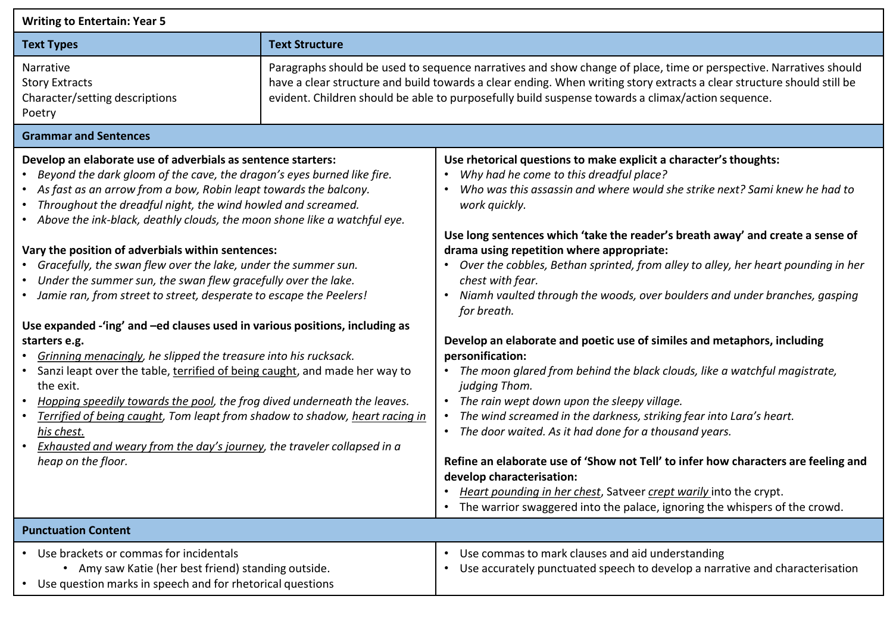# Writing to Entertain: Year 5

| Text Types | Text Structure |
| --- | --- |
| Narrative<br>Story Extracts<br>Character/setting descriptions<br>Poetry | Paragraphs should be used to sequence narratives and show change of place, time or perspective. Narratives should have a clear structure and build towards a clear ending. When writing story extracts a clear structure should still be evident. Children should be able to purposefully build suspense towards a climax/action sequence. |

## Grammar and Sentences

**Develop an elaborate use of adverbials as sentence starters:**

- *Beyond the dark gloom of the cave, the dragon's eyes burned like fire.*
- *As fast as an arrow from a bow, Robin leapt towards the balcony.*
- *Throughout the dreadful night, the wind howled and screamed.*
- *Above the ink-black, deathly clouds, the moon shone like a watchful eye.*

**Vary the position of adverbials within sentences:**

- *Gracefully, the swan flew over the lake, under the summer sun.*
- *Under the summer sun, the swan flew gracefully over the lake.*
- *Jamie ran, from street to street, desperate to escape the Peelers!*

**Use expanded -'ing' and –ed clauses used in various positions, including as starters e.g.**

- <u>*Grinning menacingly*</u>*, he slipped the treasure into his rucksack.*
- Sanzi leapt over the table, <u>terrified of being caught</u>, and made her way to the exit.
- <u>*Hopping speedily towards the pool*</u>*, the frog dived underneath the leaves.*
- <u>*Terrified of being caught*</u>*, Tom leapt from shadow to shadow,* <u>*heart racing in his chest.*</u>
- <u>*Exhausted and weary from the day's journey*</u>*, the traveler collapsed in a heap on the floor.*

**Use rhetorical questions to make explicit a character's thoughts:**

- *Why had he come to this dreadful place?*
- *Who was this assassin and where would she strike next? Sami knew he had to work quickly.*

**Use long sentences which 'take the reader's breath away' and create a sense of drama using repetition where appropriate:**

- *Over the cobbles, Bethan sprinted, from alley to alley, her heart pounding in her chest with fear.*
- *Niamh vaulted through the woods, over boulders and under branches, gasping for breath.*

**Develop an elaborate and poetic use of similes and metaphors, including personification:**

- *The moon glared from behind the black clouds, like a watchful magistrate, judging Thom.*
- *The rain wept down upon the sleepy village.*
- *The wind screamed in the darkness, striking fear into Lara's heart.*
- *The door waited. As it had done for a thousand years.*

**Refine an elaborate use of 'Show not Tell' to infer how characters are feeling and develop characterisation:**

- <u>*Heart pounding in her chest*</u>, Satveer <u>*crept warily*</u> into the crypt.
- The warrior swaggered into the palace, ignoring the whispers of the crowd.

## Punctuation Content

- Use brackets or commas for incidentals
  - Amy saw Katie (her best friend) standing outside.
- Use question marks in speech and for rhetorical questions
- Use commas to mark clauses and aid understanding
- Use accurately punctuated speech to develop a narrative and characterisation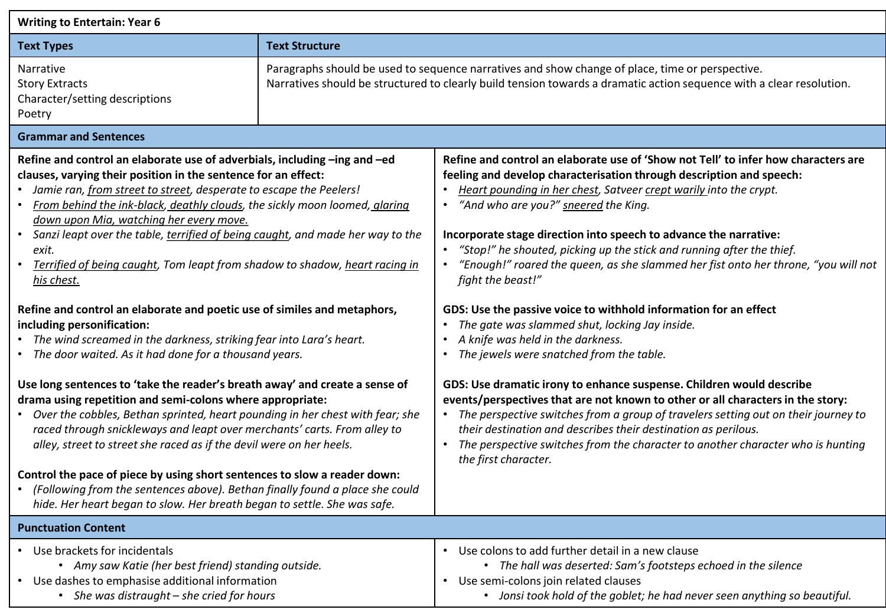| Writing to Entertain: Year 6 | |
|---|---|
| **Text Types** | **Text Structure** |
| Narrative<br>Story Extracts<br>Character/setting descriptions<br>Poetry | Paragraphs should be used to sequence narratives and show change of place, time or perspective.<br>Narratives should be structured to clearly build tension towards a dramatic action sequence with a clear resolution. |

## Grammar and Sentences

**Refine and control an elaborate use of adverbials, including –ing and –ed clauses, varying their position in the sentence for an effect:**

- *Jamie ran, <u>from street to street</u>, desperate to escape the Peelers!*
- *<u>From behind the ink-black</u>, <u>deathly clouds</u>, the sickly moon loomed, <u>glaring down upon Mia, watching her every move.</u>*
- *Sanzi leapt over the table, <u>terrified of being caught</u>, and made her way to the exit.*
- *<u>Terrified of being caught</u>, Tom leapt from shadow to shadow, <u>heart racing in his chest.</u>*

**Refine and control an elaborate and poetic use of similes and metaphors, including personification:**

- *The wind screamed in the darkness, striking fear into Lara's heart.*
- *The door waited. As it had done for a thousand years.*

**Use long sentences to 'take the reader's breath away' and create a sense of drama using repetition and semi-colons where appropriate:**

- *Over the cobbles, Bethan sprinted, heart pounding in her chest with fear; she raced through snickleways and leapt over merchants' carts. From alley to alley, street to street she raced as if the devil were on her heels.*

**Control the pace of piece by using short sentences to slow a reader down:**

- *(Following from the sentences above). Bethan finally found a place she could hide. Her heart began to slow. Her breath began to settle. She was safe.*

**Refine and control an elaborate use of 'Show not Tell' to infer how characters are feeling and develop characterisation through description and speech:**

- *<u>Heart pounding in her chest</u>, Satveer <u>crept warily</u> into the crypt.*
- *"And who are you?" <u>sneered</u> the King.*

**Incorporate stage direction into speech to advance the narrative:**

- *"Stop!" he shouted, picking up the stick and running after the thief.*
- *"Enough!" roared the queen, as she slammed her fist onto her throne, "you will not fight the beast!"*

**GDS: Use the passive voice to withhold information for an effect**

- *The gate was slammed shut, locking Jay inside.*
- *A knife was held in the darkness.*
- *The jewels were snatched from the table.*

**GDS: Use dramatic irony to enhance suspense. Children would describe events/perspectives that are not known to other or all characters in the story:**

- *The perspective switches from a group of travelers setting out on their journey to their destination and describes their destination as perilous.*
- *The perspective switches from the character to another character who is hunting the first character.*

## Punctuation Content

- Use brackets for incidentals
  - *Amy saw Katie (her best friend) standing outside.*
- Use dashes to emphasise additional information
  - *She was distraught – she cried for hours*
- Use colons to add further detail in a new clause
  - *The hall was deserted: Sam's footsteps echoed in the silence*
- Use semi-colons join related clauses
  - *Jonsi took hold of the goblet; he had never seen anything so beautiful.*